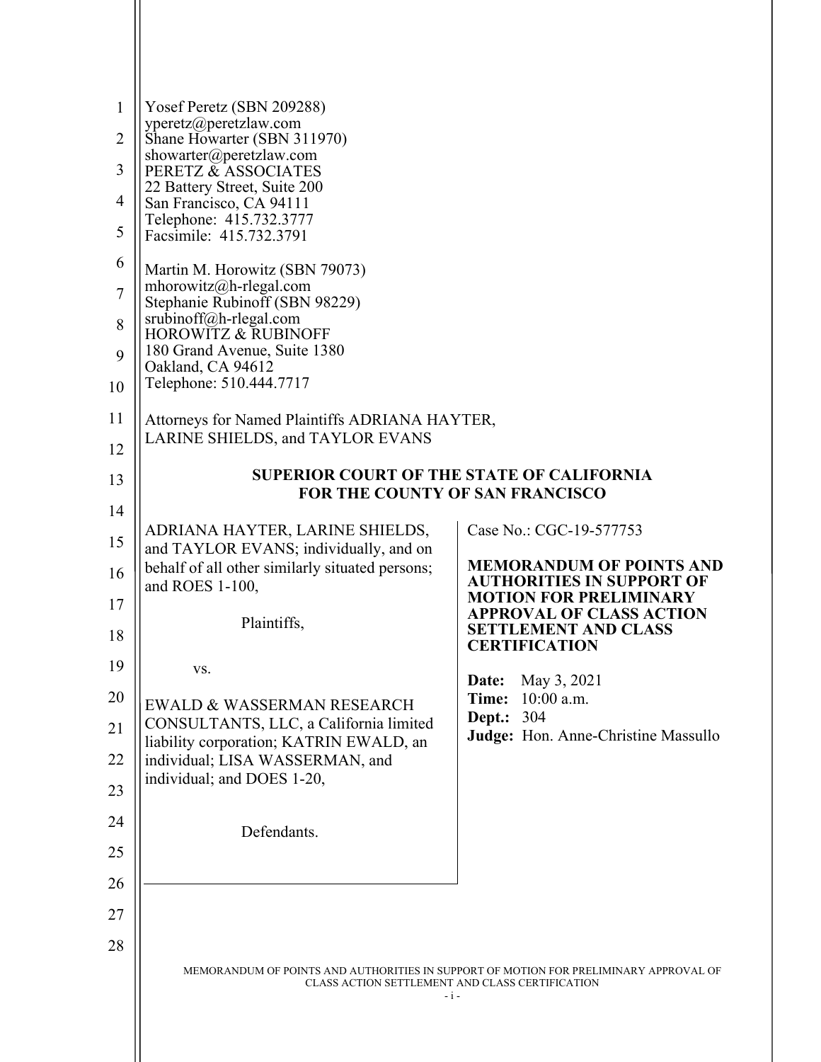Yosef Peretz (SBN 209288)
yperetz@peretzlaw.com
Shane Howarter (SBN 311970)
showarter@peretzlaw.com
PERETZ & ASSOCIATES
22 Battery Street, Suite 200
San Francisco, CA 94111
Telephone: 415.732.3777
Facsimile: 415.732.3791

Martin M. Horowitz (SBN 79073)
mhorowitz@h-rlegal.com
Stephanie Rubinoff (SBN 98229)
srubinoff@h-rlegal.com
HOROWITZ & RUBINOFF
180 Grand Avenue, Suite 1380
Oakland, CA 94612
Telephone: 510.444.7717

Attorneys for Named Plaintiffs ADRIANA HAYTER, LARINE SHIELDS, and TAYLOR EVANS

**SUPERIOR COURT OF THE STATE OF CALIFORNIA**
**FOR THE COUNTY OF SAN FRANCISCO**

ADRIANA HAYTER, LARINE SHIELDS, and TAYLOR EVANS; individually, and on behalf of all other similarly situated persons; and ROES 1-100,

Plaintiffs,

vs.

EWALD & WASSERMAN RESEARCH CONSULTANTS, LLC, a California limited liability corporation; KATRIN EWALD, an individual; LISA WASSERMAN, and individual; and DOES 1-20,

Defendants.

Case No.: CGC-19-577753

**MEMORANDUM OF POINTS AND AUTHORITIES IN SUPPORT OF MOTION FOR PRELIMINARY APPROVAL OF CLASS ACTION SETTLEMENT AND CLASS CERTIFICATION**

**Date:** May 3, 2021
**Time:** 10:00 a.m.
**Dept.:** 304
**Judge:** Hon. Anne-Christine Massullo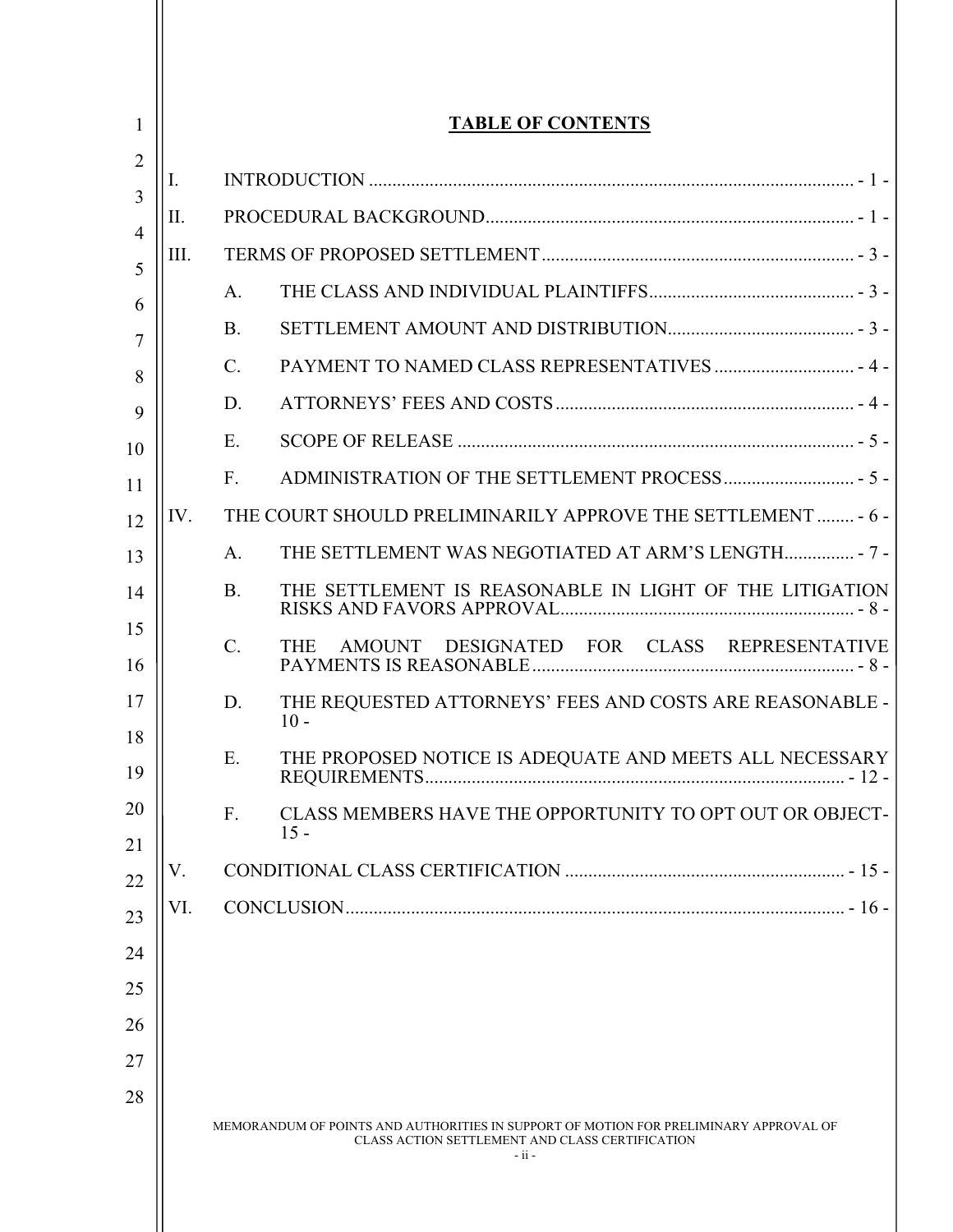## TABLE OF CONTENTS

I. INTRODUCTION ........ - 1 -

II. PROCEDURAL BACKGROUND ........ - 1 -

III. TERMS OF PROPOSED SETTLEMENT ........ - 3 -

- A. THE CLASS AND INDIVIDUAL PLAINTIFFS ........ - 3 -
- B. SETTLEMENT AMOUNT AND DISTRIBUTION ........ - 3 -
- C. PAYMENT TO NAMED CLASS REPRESENTATIVES ........ - 4 -
- D. ATTORNEYS' FEES AND COSTS ........ - 4 -
- E. SCOPE OF RELEASE ........ - 5 -
- F. ADMINISTRATION OF THE SETTLEMENT PROCESS ........ - 5 -

IV. THE COURT SHOULD PRELIMINARILY APPROVE THE SETTLEMENT ........ - 6 -

- A. THE SETTLEMENT WAS NEGOTIATED AT ARM'S LENGTH ........ - 7 -
- B. THE SETTLEMENT IS REASONABLE IN LIGHT OF THE LITIGATION RISKS AND FAVORS APPROVAL ........ - 8 -
- C. THE AMOUNT DESIGNATED FOR CLASS REPRESENTATIVE PAYMENTS IS REASONABLE ........ - 8 -
- D. THE REQUESTED ATTORNEYS' FEES AND COSTS ARE REASONABLE - 10 -
- E. THE PROPOSED NOTICE IS ADEQUATE AND MEETS ALL NECESSARY REQUIREMENTS ........ - 12 -
- F. CLASS MEMBERS HAVE THE OPPORTUNITY TO OPT OUT OR OBJECT- 15 -

V. CONDITIONAL CLASS CERTIFICATION ........ - 15 -

VI. CONCLUSION ........ - 16 -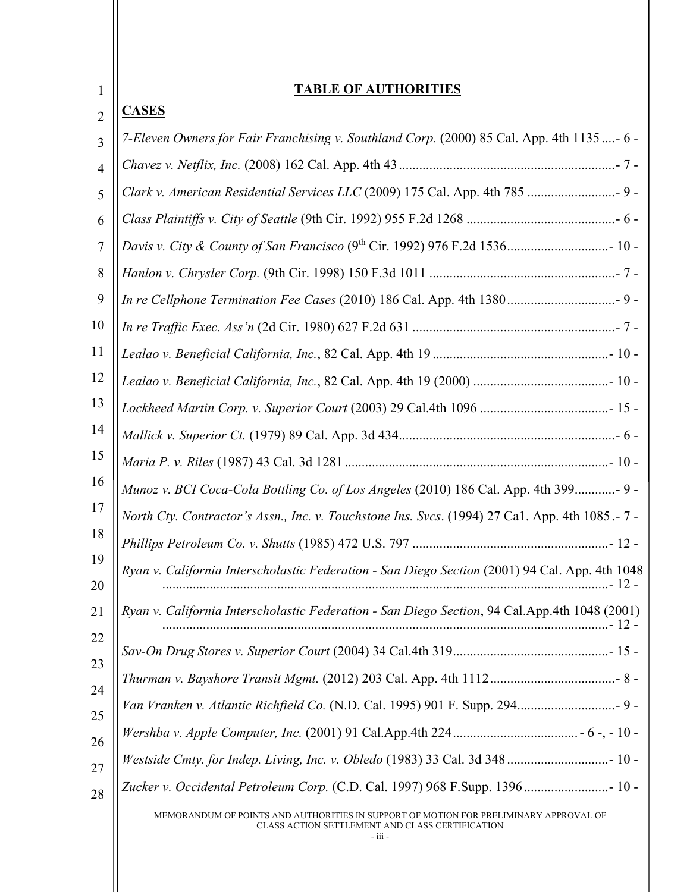## TABLE OF AUTHORITIES

### CASES

*7-Eleven Owners for Fair Franchising v. Southland Corp.* (2000) 85 Cal. App. 4th 1135 ....- 6 -

*Chavez v. Netflix, Inc.* (2008) 162 Cal. App. 4th 43 ....- 7 -

*Clark v. American Residential Services LLC* (2009) 175 Cal. App. 4th 785 ....- 9 -

*Class Plaintiffs v. City of Seattle* (9th Cir. 1992) 955 F.2d 1268 ....- 6 -

*Davis v. City & County of San Francisco* (9th Cir. 1992) 976 F.2d 1536....- 10 -

*Hanlon v. Chrysler Corp.* (9th Cir. 1998) 150 F.3d 1011 ....- 7 -

*In re Cellphone Termination Fee Cases* (2010) 186 Cal. App. 4th 1380....- 9 -

*In re Traffic Exec. Ass'n* (2d Cir. 1980) 627 F.2d 631 ....- 7 -

*Lealao v. Beneficial California, Inc.*, 82 Cal. App. 4th 19 ....- 10 -

*Lealao v. Beneficial California, Inc.*, 82 Cal. App. 4th 19 (2000) ....- 10 -

*Lockheed Martin Corp. v. Superior Court* (2003) 29 Cal.4th 1096 ....- 15 -

*Mallick v. Superior Ct.* (1979) 89 Cal. App. 3d 434....- 6 -

*Maria P. v. Riles* (1987) 43 Cal. 3d 1281 ....- 10 -

*Munoz v. BCI Coca-Cola Bottling Co. of Los Angeles* (2010) 186 Cal. App. 4th 399....- 9 -

*North Cty. Contractor's Assn., Inc. v. Touchstone Ins. Svcs*. (1994) 27 Ca1. App. 4th 1085 .- 7 -

*Phillips Petroleum Co. v. Shutts* (1985) 472 U.S. 797 ....- 12 -

*Ryan v. California Interscholastic Federation - San Diego Section* (2001) 94 Cal. App. 4th 1048 ....- 12 -

*Ryan v. California Interscholastic Federation - San Diego Section*, 94 Cal.App.4th 1048 (2001) ....- 12 -

*Sav-On Drug Stores v. Superior Court* (2004) 34 Cal.4th 319....- 15 -

*Thurman v. Bayshore Transit Mgmt.* (2012) 203 Cal. App. 4th 1112....- 8 -

*Van Vranken v. Atlantic Richfield Co.* (N.D. Cal. 1995) 901 F. Supp. 294....- 9 -

*Wershba v. Apple Computer, Inc.* (2001) 91 Cal.App.4th 224 .... - 6 -, - 10 -

*Westside Cmty. for Indep. Living, Inc. v. Obledo* (1983) 33 Cal. 3d 348 ....- 10 -

*Zucker v. Occidental Petroleum Corp.* (C.D. Cal. 1997) 968 F.Supp. 1396 ....- 10 -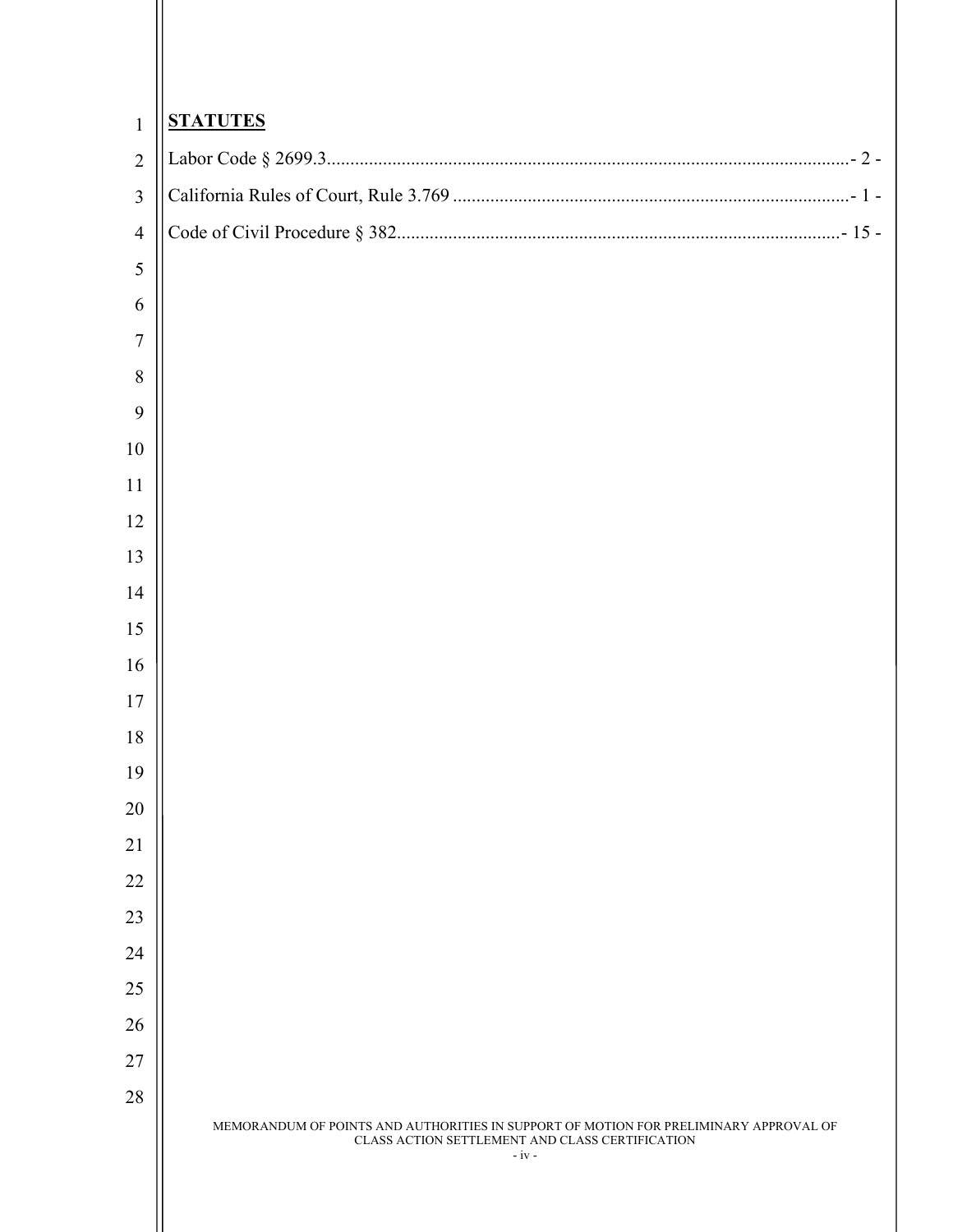**STATUTES**

Labor Code § 2699.3 ......................................................................................................... - 2 -

California Rules of Court, Rule 3.769 .................................................................................. - 1 -

Code of Civil Procedure § 382 ............................................................................................ - 15 -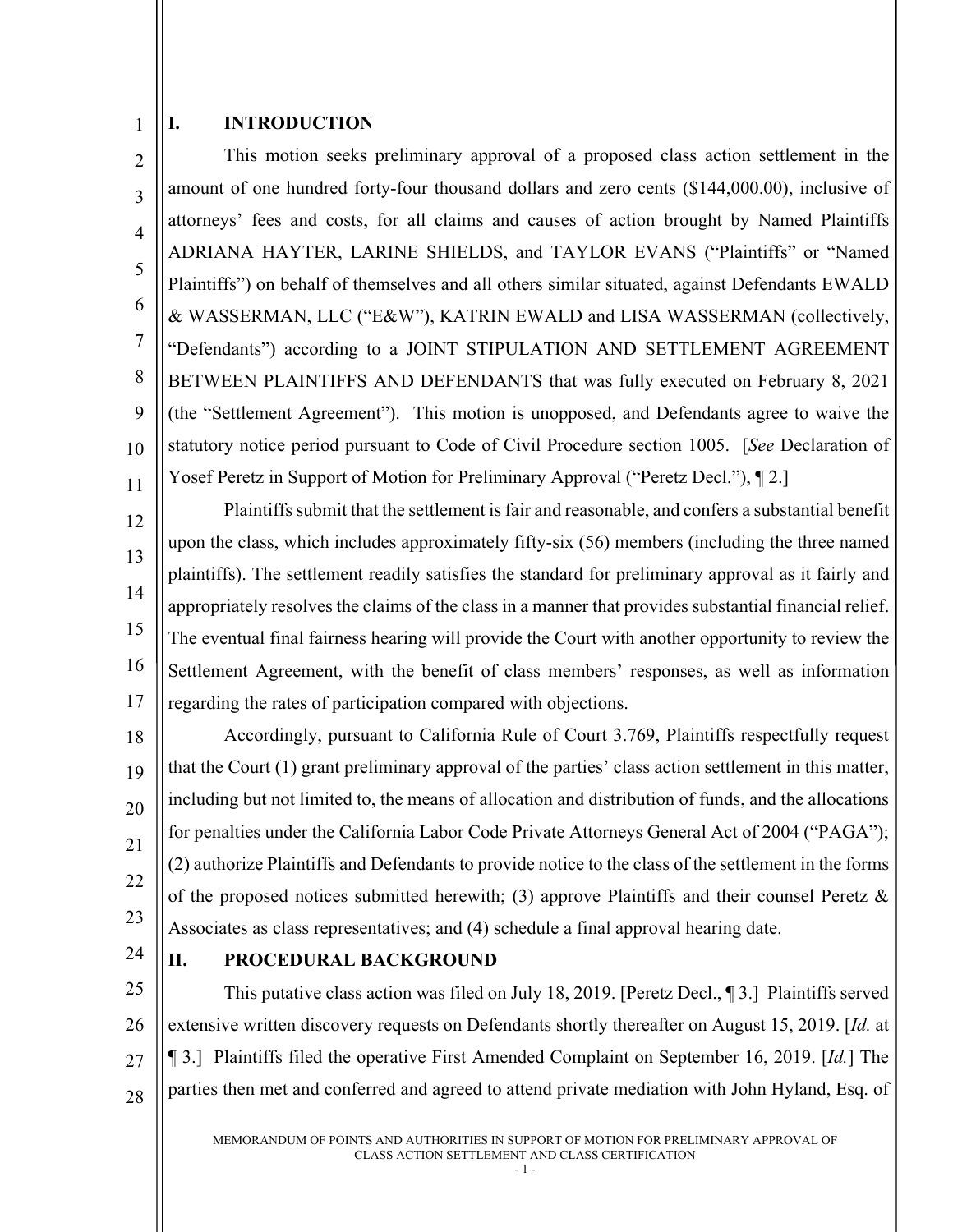## I. INTRODUCTION

This motion seeks preliminary approval of a proposed class action settlement in the amount of one hundred forty-four thousand dollars and zero cents ($144,000.00), inclusive of attorneys' fees and costs, for all claims and causes of action brought by Named Plaintiffs ADRIANA HAYTER, LARINE SHIELDS, and TAYLOR EVANS ("Plaintiffs" or "Named Plaintiffs") on behalf of themselves and all others similar situated, against Defendants EWALD & WASSERMAN, LLC ("E&W"), KATRIN EWALD and LISA WASSERMAN (collectively, "Defendants") according to a JOINT STIPULATION AND SETTLEMENT AGREEMENT BETWEEN PLAINTIFFS AND DEFENDANTS that was fully executed on February 8, 2021 (the "Settlement Agreement"). This motion is unopposed, and Defendants agree to waive the statutory notice period pursuant to Code of Civil Procedure section 1005. [*See* Declaration of Yosef Peretz in Support of Motion for Preliminary Approval ("Peretz Decl."), ¶ 2.]

Plaintiffs submit that the settlement is fair and reasonable, and confers a substantial benefit upon the class, which includes approximately fifty-six (56) members (including the three named plaintiffs). The settlement readily satisfies the standard for preliminary approval as it fairly and appropriately resolves the claims of the class in a manner that provides substantial financial relief. The eventual final fairness hearing will provide the Court with another opportunity to review the Settlement Agreement, with the benefit of class members' responses, as well as information regarding the rates of participation compared with objections.

Accordingly, pursuant to California Rule of Court 3.769, Plaintiffs respectfully request that the Court (1) grant preliminary approval of the parties' class action settlement in this matter, including but not limited to, the means of allocation and distribution of funds, and the allocations for penalties under the California Labor Code Private Attorneys General Act of 2004 ("PAGA"); (2) authorize Plaintiffs and Defendants to provide notice to the class of the settlement in the forms of the proposed notices submitted herewith; (3) approve Plaintiffs and their counsel Peretz & Associates as class representatives; and (4) schedule a final approval hearing date.

## II. PROCEDURAL BACKGROUND

This putative class action was filed on July 18, 2019. [Peretz Decl., ¶ 3.] Plaintiffs served extensive written discovery requests on Defendants shortly thereafter on August 15, 2019. [*Id.* at ¶ 3.] Plaintiffs filed the operative First Amended Complaint on September 16, 2019. [*Id.*] The parties then met and conferred and agreed to attend private mediation with John Hyland, Esq. of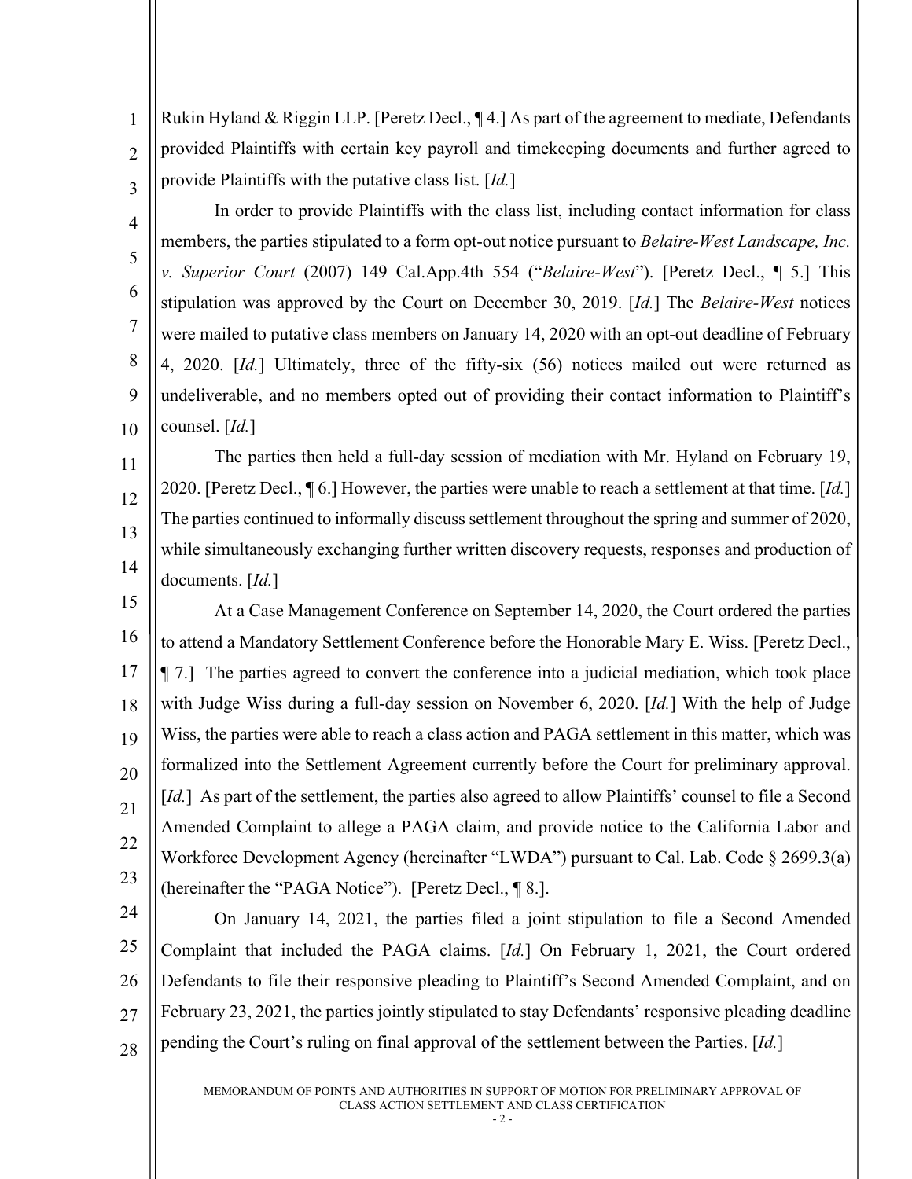Rukin Hyland & Riggin LLP. [Peretz Decl., ¶ 4.] As part of the agreement to mediate, Defendants provided Plaintiffs with certain key payroll and timekeeping documents and further agreed to provide Plaintiffs with the putative class list. [*Id.*]

In order to provide Plaintiffs with the class list, including contact information for class members, the parties stipulated to a form opt-out notice pursuant to *Belaire-West Landscape, Inc. v. Superior Court* (2007) 149 Cal.App.4th 554 ("*Belaire-West*"). [Peretz Decl., ¶ 5.] This stipulation was approved by the Court on December 30, 2019. [*Id.*] The *Belaire-West* notices were mailed to putative class members on January 14, 2020 with an opt-out deadline of February 4, 2020. [*Id.*] Ultimately, three of the fifty-six (56) notices mailed out were returned as undeliverable, and no members opted out of providing their contact information to Plaintiff's counsel. [*Id.*]

The parties then held a full-day session of mediation with Mr. Hyland on February 19, 2020. [Peretz Decl., ¶ 6.] However, the parties were unable to reach a settlement at that time. [*Id.*] The parties continued to informally discuss settlement throughout the spring and summer of 2020, while simultaneously exchanging further written discovery requests, responses and production of documents. [*Id.*]

At a Case Management Conference on September 14, 2020, the Court ordered the parties to attend a Mandatory Settlement Conference before the Honorable Mary E. Wiss. [Peretz Decl., ¶ 7.] The parties agreed to convert the conference into a judicial mediation, which took place with Judge Wiss during a full-day session on November 6, 2020. [*Id.*] With the help of Judge Wiss, the parties were able to reach a class action and PAGA settlement in this matter, which was formalized into the Settlement Agreement currently before the Court for preliminary approval. [*Id.*] As part of the settlement, the parties also agreed to allow Plaintiffs' counsel to file a Second Amended Complaint to allege a PAGA claim, and provide notice to the California Labor and Workforce Development Agency (hereinafter "LWDA") pursuant to Cal. Lab. Code § 2699.3(a) (hereinafter the "PAGA Notice"). [Peretz Decl., ¶ 8.].

On January 14, 2021, the parties filed a joint stipulation to file a Second Amended Complaint that included the PAGA claims. [*Id.*] On February 1, 2021, the Court ordered Defendants to file their responsive pleading to Plaintiff's Second Amended Complaint, and on February 23, 2021, the parties jointly stipulated to stay Defendants' responsive pleading deadline pending the Court's ruling on final approval of the settlement between the Parties. [*Id.*]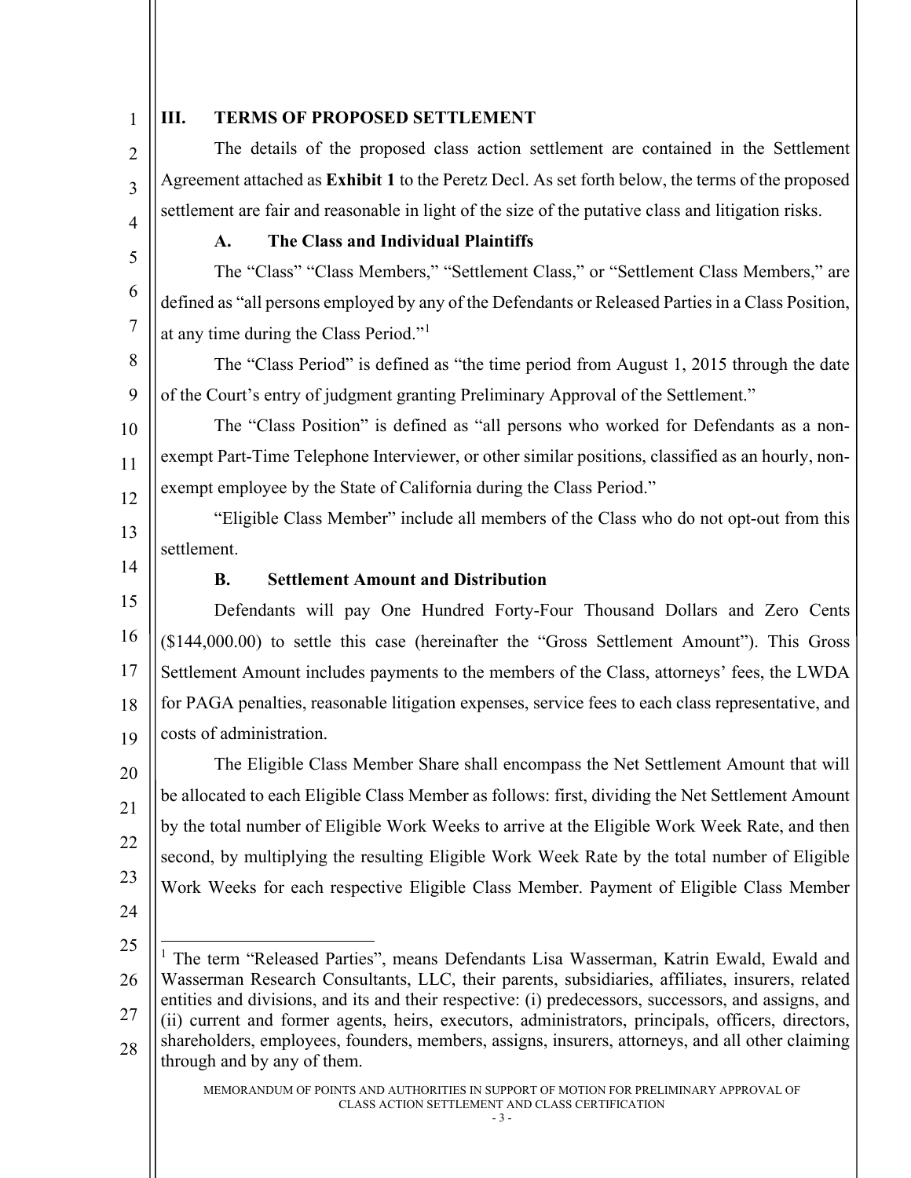## III. TERMS OF PROPOSED SETTLEMENT

The details of the proposed class action settlement are contained in the Settlement Agreement attached as **Exhibit 1** to the Peretz Decl. As set forth below, the terms of the proposed settlement are fair and reasonable in light of the size of the putative class and litigation risks.

### A. The Class and Individual Plaintiffs

The "Class" "Class Members," "Settlement Class," or "Settlement Class Members," are defined as "all persons employed by any of the Defendants or Released Parties in a Class Position, at any time during the Class Period."[1]

The "Class Period" is defined as "the time period from August 1, 2015 through the date of the Court's entry of judgment granting Preliminary Approval of the Settlement."

The "Class Position" is defined as "all persons who worked for Defendants as a non-exempt Part-Time Telephone Interviewer, or other similar positions, classified as an hourly, non-exempt employee by the State of California during the Class Period."

"Eligible Class Member" include all members of the Class who do not opt-out from this settlement.

### B. Settlement Amount and Distribution

Defendants will pay One Hundred Forty-Four Thousand Dollars and Zero Cents ($144,000.00) to settle this case (hereinafter the "Gross Settlement Amount"). This Gross Settlement Amount includes payments to the members of the Class, attorneys' fees, the LWDA for PAGA penalties, reasonable litigation expenses, service fees to each class representative, and costs of administration.

The Eligible Class Member Share shall encompass the Net Settlement Amount that will be allocated to each Eligible Class Member as follows: first, dividing the Net Settlement Amount by the total number of Eligible Work Weeks to arrive at the Eligible Work Week Rate, and then second, by multiplying the resulting Eligible Work Week Rate by the total number of Eligible Work Weeks for each respective Eligible Class Member. Payment of Eligible Class Member

---

[1] The term "Released Parties", means Defendants Lisa Wasserman, Katrin Ewald, Ewald and Wasserman Research Consultants, LLC, their parents, subsidiaries, affiliates, insurers, related entities and divisions, and its and their respective: (i) predecessors, successors, and assigns, and (ii) current and former agents, heirs, executors, administrators, principals, officers, directors, shareholders, employees, founders, members, assigns, insurers, attorneys, and all other claiming through and by any of them.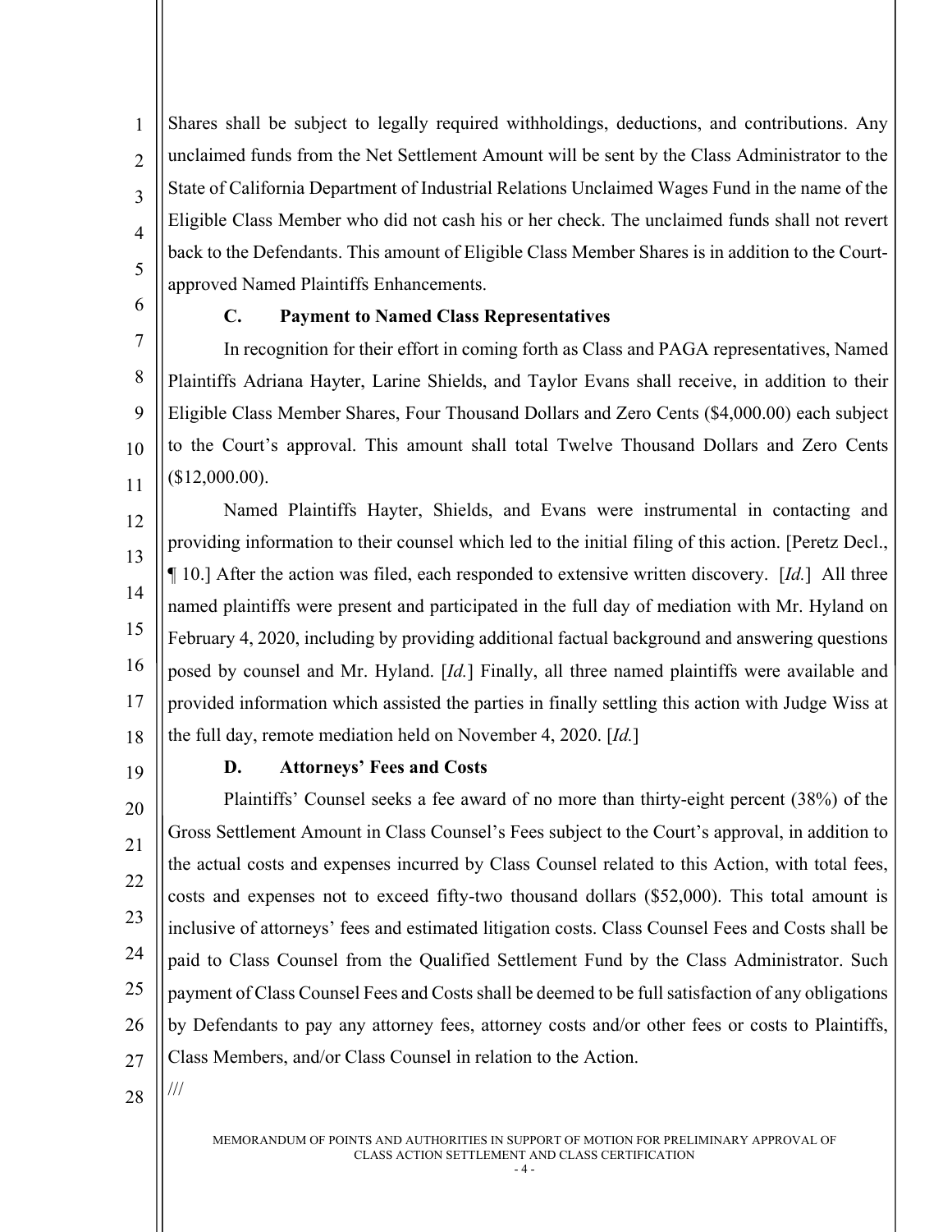Shares shall be subject to legally required withholdings, deductions, and contributions. Any unclaimed funds from the Net Settlement Amount will be sent by the Class Administrator to the State of California Department of Industrial Relations Unclaimed Wages Fund in the name of the Eligible Class Member who did not cash his or her check. The unclaimed funds shall not revert back to the Defendants. This amount of Eligible Class Member Shares is in addition to the Court-approved Named Plaintiffs Enhancements.

### C. Payment to Named Class Representatives

In recognition for their effort in coming forth as Class and PAGA representatives, Named Plaintiffs Adriana Hayter, Larine Shields, and Taylor Evans shall receive, in addition to their Eligible Class Member Shares, Four Thousand Dollars and Zero Cents ($4,000.00) each subject to the Court's approval. This amount shall total Twelve Thousand Dollars and Zero Cents ($12,000.00).

Named Plaintiffs Hayter, Shields, and Evans were instrumental in contacting and providing information to their counsel which led to the initial filing of this action. [Peretz Decl., ¶ 10.] After the action was filed, each responded to extensive written discovery. [*Id.*] All three named plaintiffs were present and participated in the full day of mediation with Mr. Hyland on February 4, 2020, including by providing additional factual background and answering questions posed by counsel and Mr. Hyland. [*Id.*] Finally, all three named plaintiffs were available and provided information which assisted the parties in finally settling this action with Judge Wiss at the full day, remote mediation held on November 4, 2020. [*Id.*]

### D. Attorneys' Fees and Costs

Plaintiffs' Counsel seeks a fee award of no more than thirty-eight percent (38%) of the Gross Settlement Amount in Class Counsel's Fees subject to the Court's approval, in addition to the actual costs and expenses incurred by Class Counsel related to this Action, with total fees, costs and expenses not to exceed fifty-two thousand dollars ($52,000). This total amount is inclusive of attorneys' fees and estimated litigation costs. Class Counsel Fees and Costs shall be paid to Class Counsel from the Qualified Settlement Fund by the Class Administrator. Such payment of Class Counsel Fees and Costs shall be deemed to be full satisfaction of any obligations by Defendants to pay any attorney fees, attorney costs and/or other fees or costs to Plaintiffs, Class Members, and/or Class Counsel in relation to the Action.

///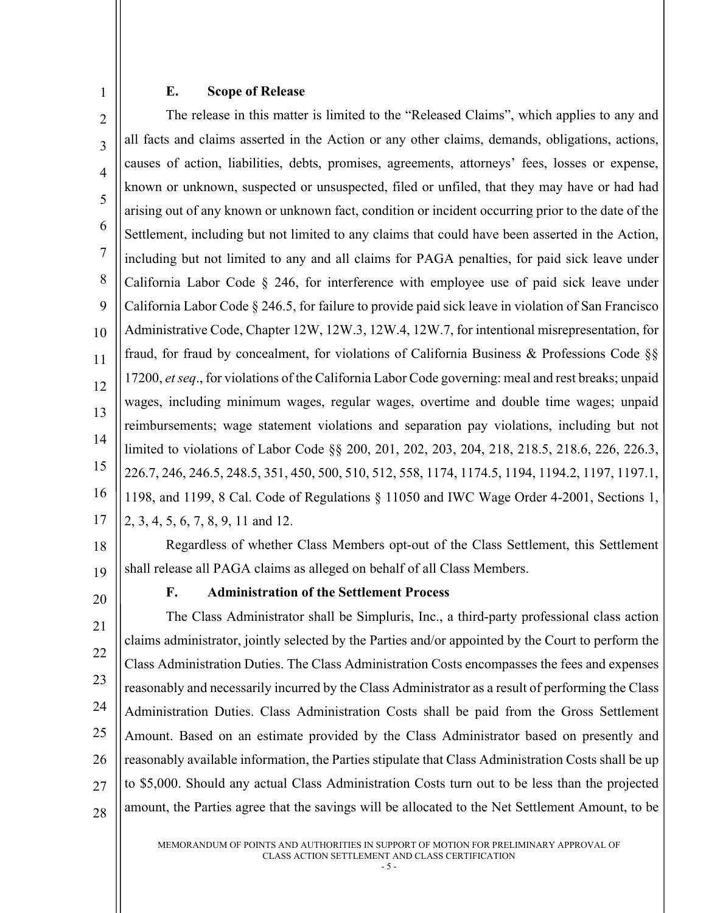### E. Scope of Release

The release in this matter is limited to the "Released Claims", which applies to any and all facts and claims asserted in the Action or any other claims, demands, obligations, actions, causes of action, liabilities, debts, promises, agreements, attorneys' fees, losses or expense, known or unknown, suspected or unsuspected, filed or unfiled, that they may have or had had arising out of any known or unknown fact, condition or incident occurring prior to the date of the Settlement, including but not limited to any claims that could have been asserted in the Action, including but not limited to any and all claims for PAGA penalties, for paid sick leave under California Labor Code § 246, for interference with employee use of paid sick leave under California Labor Code § 246.5, for failure to provide paid sick leave in violation of San Francisco Administrative Code, Chapter 12W, 12W.3, 12W.4, 12W.7, for intentional misrepresentation, for fraud, for fraud by concealment, for violations of California Business & Professions Code §§ 17200, *et seq*., for violations of the California Labor Code governing: meal and rest breaks; unpaid wages, including minimum wages, regular wages, overtime and double time wages; unpaid reimbursements; wage statement violations and separation pay violations, including but not limited to violations of Labor Code §§ 200, 201, 202, 203, 204, 218, 218.5, 218.6, 226, 226.3, 226.7, 246, 246.5, 248.5, 351, 450, 500, 510, 512, 558, 1174, 1174.5, 1194, 1194.2, 1197, 1197.1, 1198, and 1199, 8 Cal. Code of Regulations § 11050 and IWC Wage Order 4-2001, Sections 1, 2, 3, 4, 5, 6, 7, 8, 9, 11 and 12.

Regardless of whether Class Members opt-out of the Class Settlement, this Settlement shall release all PAGA claims as alleged on behalf of all Class Members.

### F. Administration of the Settlement Process

The Class Administrator shall be Simpluris, Inc., a third-party professional class action claims administrator, jointly selected by the Parties and/or appointed by the Court to perform the Class Administration Duties. The Class Administration Costs encompasses the fees and expenses reasonably and necessarily incurred by the Class Administrator as a result of performing the Class Administration Duties. Class Administration Costs shall be paid from the Gross Settlement Amount. Based on an estimate provided by the Class Administrator based on presently and reasonably available information, the Parties stipulate that Class Administration Costs shall be up to $5,000. Should any actual Class Administration Costs turn out to be less than the projected amount, the Parties agree that the savings will be allocated to the Net Settlement Amount, to be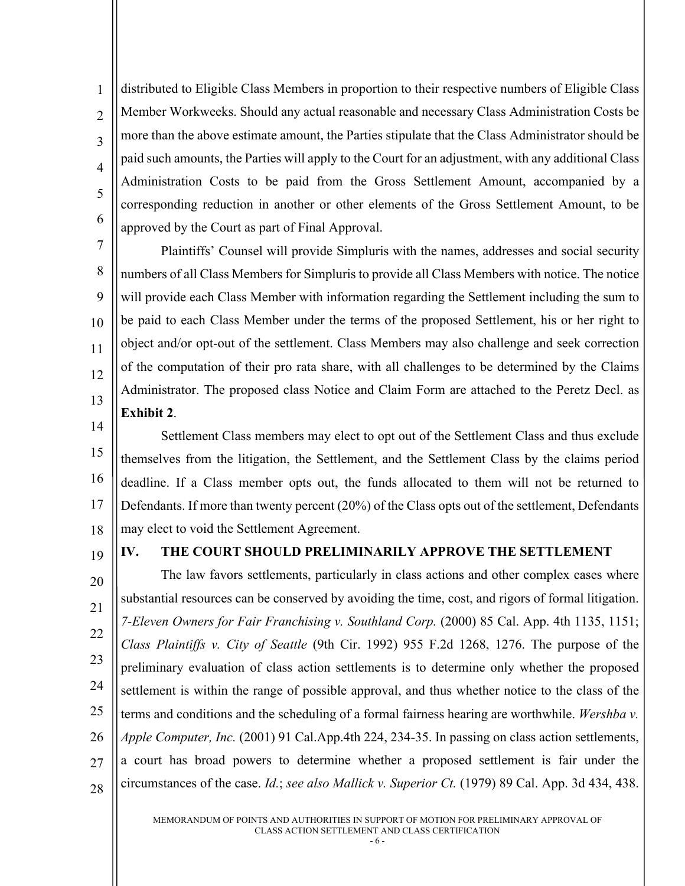distributed to Eligible Class Members in proportion to their respective numbers of Eligible Class Member Workweeks. Should any actual reasonable and necessary Class Administration Costs be more than the above estimate amount, the Parties stipulate that the Class Administrator should be paid such amounts, the Parties will apply to the Court for an adjustment, with any additional Class Administration Costs to be paid from the Gross Settlement Amount, accompanied by a corresponding reduction in another or other elements of the Gross Settlement Amount, to be approved by the Court as part of Final Approval.

Plaintiffs' Counsel will provide Simpluris with the names, addresses and social security numbers of all Class Members for Simpluris to provide all Class Members with notice. The notice will provide each Class Member with information regarding the Settlement including the sum to be paid to each Class Member under the terms of the proposed Settlement, his or her right to object and/or opt-out of the settlement. Class Members may also challenge and seek correction of the computation of their pro rata share, with all challenges to be determined by the Claims Administrator. The proposed class Notice and Claim Form are attached to the Peretz Decl. as **Exhibit 2**.

Settlement Class members may elect to opt out of the Settlement Class and thus exclude themselves from the litigation, the Settlement, and the Settlement Class by the claims period deadline. If a Class member opts out, the funds allocated to them will not be returned to Defendants. If more than twenty percent (20%) of the Class opts out of the settlement, Defendants may elect to void the Settlement Agreement.

## IV. THE COURT SHOULD PRELIMINARILY APPROVE THE SETTLEMENT

The law favors settlements, particularly in class actions and other complex cases where substantial resources can be conserved by avoiding the time, cost, and rigors of formal litigation. *7-Eleven Owners for Fair Franchising v. Southland Corp.* (2000) 85 Cal. App. 4th 1135, 1151; *Class Plaintiffs v. City of Seattle* (9th Cir. 1992) 955 F.2d 1268, 1276. The purpose of the preliminary evaluation of class action settlements is to determine only whether the proposed settlement is within the range of possible approval, and thus whether notice to the class of the terms and conditions and the scheduling of a formal fairness hearing are worthwhile. *Wershba v. Apple Computer, Inc.* (2001) 91 Cal.App.4th 224, 234-35. In passing on class action settlements, a court has broad powers to determine whether a proposed settlement is fair under the circumstances of the case. *Id.*; *see also Mallick v. Superior Ct.* (1979) 89 Cal. App. 3d 434, 438.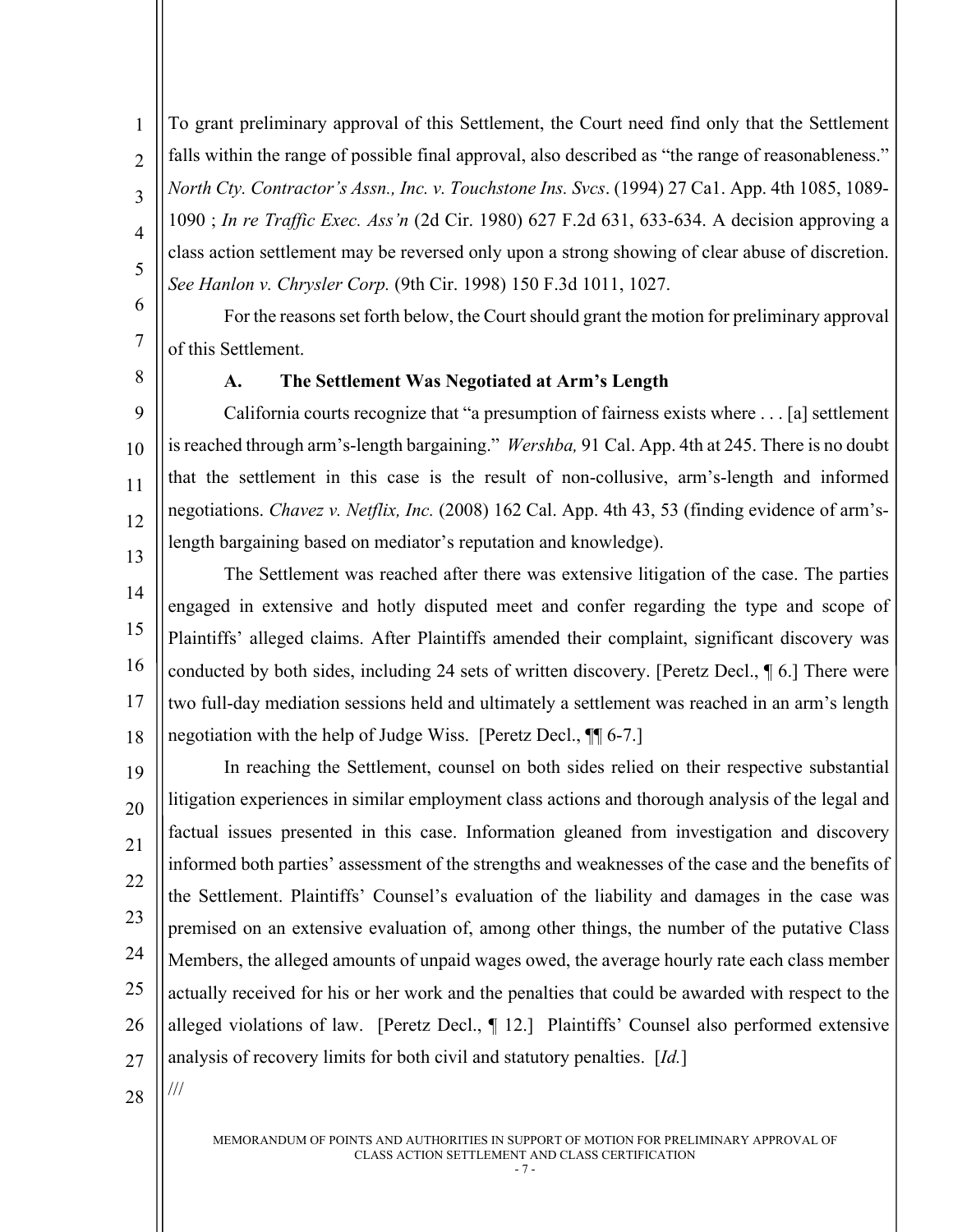To grant preliminary approval of this Settlement, the Court need find only that the Settlement falls within the range of possible final approval, also described as "the range of reasonableness." *North Cty. Contractor's Assn., Inc. v. Touchstone Ins. Svcs*. (1994) 27 Ca1. App. 4th 1085, 1089-1090 ; *In re Traffic Exec. Ass'n* (2d Cir. 1980) 627 F.2d 631, 633-634. A decision approving a class action settlement may be reversed only upon a strong showing of clear abuse of discretion. *See Hanlon v. Chrysler Corp.* (9th Cir. 1998) 150 F.3d 1011, 1027.

For the reasons set forth below, the Court should grant the motion for preliminary approval of this Settlement.

### A. The Settlement Was Negotiated at Arm's Length

California courts recognize that "a presumption of fairness exists where . . . [a] settlement is reached through arm's-length bargaining." *Wershba,* 91 Cal. App. 4th at 245. There is no doubt that the settlement in this case is the result of non-collusive, arm's-length and informed negotiations. *Chavez v. Netflix, Inc.* (2008) 162 Cal. App. 4th 43, 53 (finding evidence of arm's-length bargaining based on mediator's reputation and knowledge).

The Settlement was reached after there was extensive litigation of the case. The parties engaged in extensive and hotly disputed meet and confer regarding the type and scope of Plaintiffs' alleged claims. After Plaintiffs amended their complaint, significant discovery was conducted by both sides, including 24 sets of written discovery. [Peretz Decl., ¶ 6.] There were two full-day mediation sessions held and ultimately a settlement was reached in an arm's length negotiation with the help of Judge Wiss. [Peretz Decl., ¶¶ 6-7.]

In reaching the Settlement, counsel on both sides relied on their respective substantial litigation experiences in similar employment class actions and thorough analysis of the legal and factual issues presented in this case. Information gleaned from investigation and discovery informed both parties' assessment of the strengths and weaknesses of the case and the benefits of the Settlement. Plaintiffs' Counsel's evaluation of the liability and damages in the case was premised on an extensive evaluation of, among other things, the number of the putative Class Members, the alleged amounts of unpaid wages owed, the average hourly rate each class member actually received for his or her work and the penalties that could be awarded with respect to the alleged violations of law. [Peretz Decl., ¶ 12.] Plaintiffs' Counsel also performed extensive analysis of recovery limits for both civil and statutory penalties. [*Id.*]

///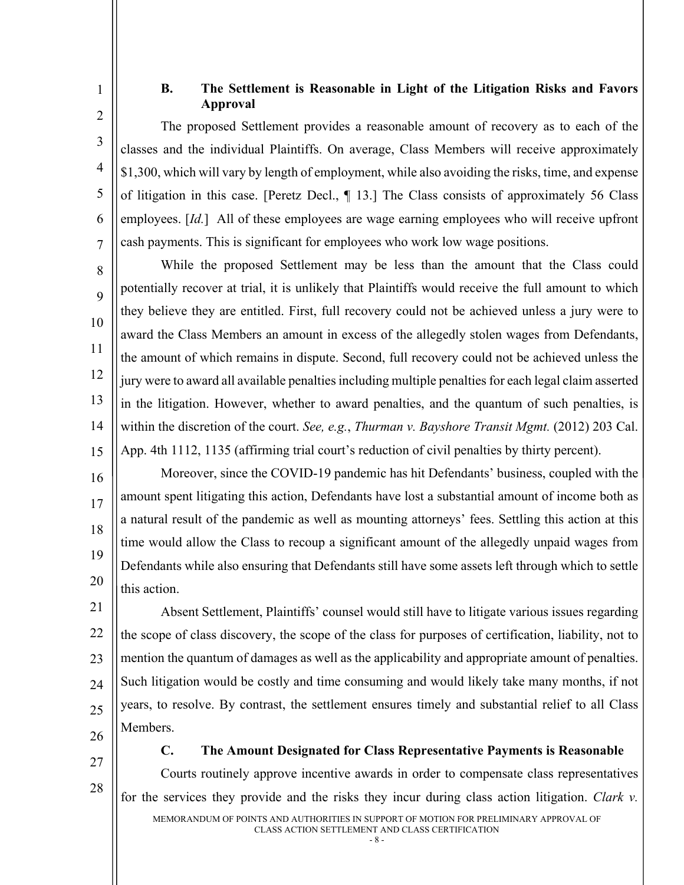### B. The Settlement is Reasonable in Light of the Litigation Risks and Favors Approval

The proposed Settlement provides a reasonable amount of recovery as to each of the classes and the individual Plaintiffs. On average, Class Members will receive approximately $1,300, which will vary by length of employment, while also avoiding the risks, time, and expense of litigation in this case. [Peretz Decl., ¶ 13.] The Class consists of approximately 56 Class employees. [*Id.*] All of these employees are wage earning employees who will receive upfront cash payments. This is significant for employees who work low wage positions.

While the proposed Settlement may be less than the amount that the Class could potentially recover at trial, it is unlikely that Plaintiffs would receive the full amount to which they believe they are entitled. First, full recovery could not be achieved unless a jury were to award the Class Members an amount in excess of the allegedly stolen wages from Defendants, the amount of which remains in dispute. Second, full recovery could not be achieved unless the jury were to award all available penalties including multiple penalties for each legal claim asserted in the litigation. However, whether to award penalties, and the quantum of such penalties, is within the discretion of the court. *See, e.g.*, *Thurman v. Bayshore Transit Mgmt.* (2012) 203 Cal. App. 4th 1112, 1135 (affirming trial court's reduction of civil penalties by thirty percent).

Moreover, since the COVID-19 pandemic has hit Defendants' business, coupled with the amount spent litigating this action, Defendants have lost a substantial amount of income both as a natural result of the pandemic as well as mounting attorneys' fees. Settling this action at this time would allow the Class to recoup a significant amount of the allegedly unpaid wages from Defendants while also ensuring that Defendants still have some assets left through which to settle this action.

Absent Settlement, Plaintiffs' counsel would still have to litigate various issues regarding the scope of class discovery, the scope of the class for purposes of certification, liability, not to mention the quantum of damages as well as the applicability and appropriate amount of penalties. Such litigation would be costly and time consuming and would likely take many months, if not years, to resolve. By contrast, the settlement ensures timely and substantial relief to all Class Members.

### C. The Amount Designated for Class Representative Payments is Reasonable

Courts routinely approve incentive awards in order to compensate class representatives for the services they provide and the risks they incur during class action litigation. *Clark v.*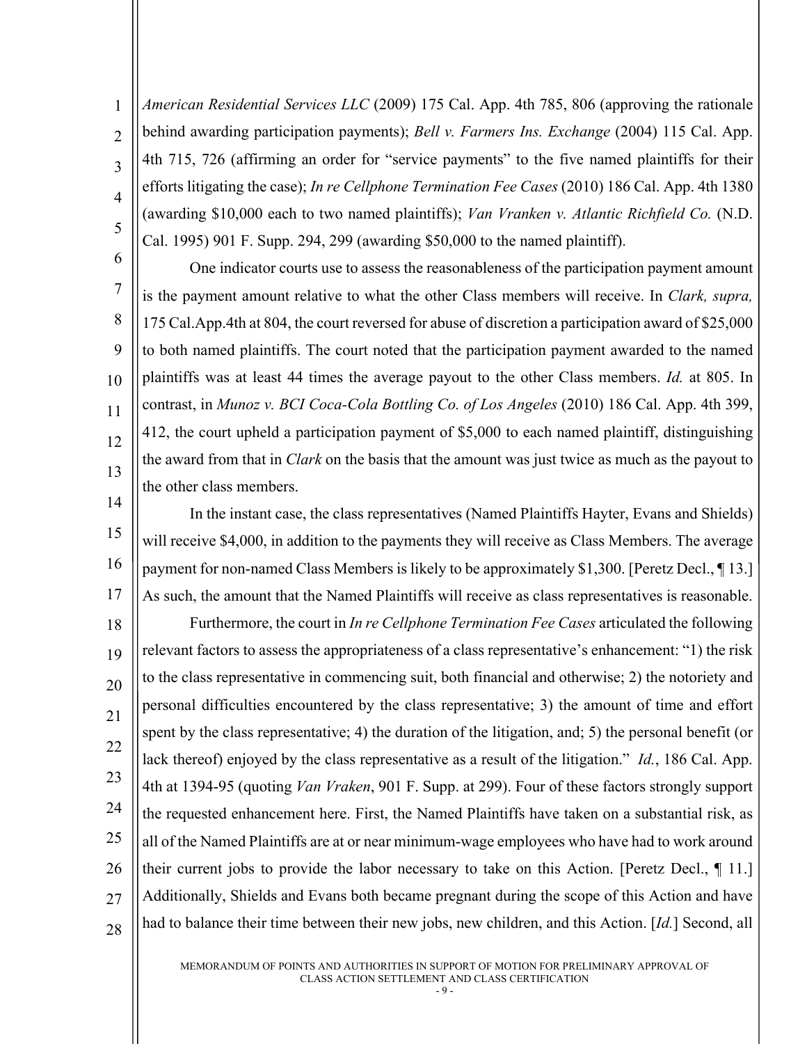*American Residential Services LLC* (2009) 175 Cal. App. 4th 785, 806 (approving the rationale behind awarding participation payments); *Bell v. Farmers Ins. Exchange* (2004) 115 Cal. App. 4th 715, 726 (affirming an order for "service payments" to the five named plaintiffs for their efforts litigating the case); *In re Cellphone Termination Fee Cases* (2010) 186 Cal. App. 4th 1380 (awarding $10,000 each to two named plaintiffs); *Van Vranken v. Atlantic Richfield Co.* (N.D. Cal. 1995) 901 F. Supp. 294, 299 (awarding $50,000 to the named plaintiff).

One indicator courts use to assess the reasonableness of the participation payment amount is the payment amount relative to what the other Class members will receive. In *Clark, supra,* 175 Cal.App.4th at 804, the court reversed for abuse of discretion a participation award of $25,000 to both named plaintiffs. The court noted that the participation payment awarded to the named plaintiffs was at least 44 times the average payout to the other Class members. *Id.* at 805. In contrast, in *Munoz v. BCI Coca-Cola Bottling Co. of Los Angeles* (2010) 186 Cal. App. 4th 399, 412, the court upheld a participation payment of $5,000 to each named plaintiff, distinguishing the award from that in *Clark* on the basis that the amount was just twice as much as the payout to the other class members.

In the instant case, the class representatives (Named Plaintiffs Hayter, Evans and Shields) will receive $4,000, in addition to the payments they will receive as Class Members. The average payment for non-named Class Members is likely to be approximately $1,300. [Peretz Decl., ¶ 13.] As such, the amount that the Named Plaintiffs will receive as class representatives is reasonable.

Furthermore, the court in *In re Cellphone Termination Fee Cases* articulated the following relevant factors to assess the appropriateness of a class representative's enhancement: "1) the risk to the class representative in commencing suit, both financial and otherwise; 2) the notoriety and personal difficulties encountered by the class representative; 3) the amount of time and effort spent by the class representative; 4) the duration of the litigation, and; 5) the personal benefit (or lack thereof) enjoyed by the class representative as a result of the litigation." *Id.*, 186 Cal. App. 4th at 1394-95 (quoting *Van Vraken*, 901 F. Supp. at 299). Four of these factors strongly support the requested enhancement here. First, the Named Plaintiffs have taken on a substantial risk, as all of the Named Plaintiffs are at or near minimum-wage employees who have had to work around their current jobs to provide the labor necessary to take on this Action. [Peretz Decl., ¶ 11.] Additionally, Shields and Evans both became pregnant during the scope of this Action and have had to balance their time between their new jobs, new children, and this Action. [*Id.*] Second, all

MEMORANDUM OF POINTS AND AUTHORITIES IN SUPPORT OF MOTION FOR PRELIMINARY APPROVAL OF CLASS ACTION SETTLEMENT AND CLASS CERTIFICATION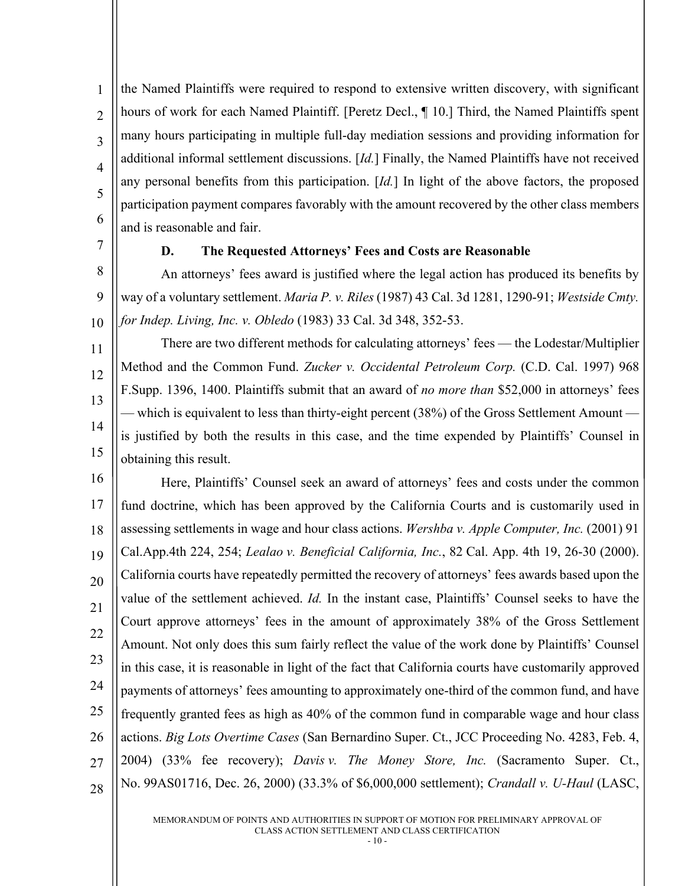the Named Plaintiffs were required to respond to extensive written discovery, with significant hours of work for each Named Plaintiff. [Peretz Decl., ¶ 10.] Third, the Named Plaintiffs spent many hours participating in multiple full-day mediation sessions and providing information for additional informal settlement discussions. [*Id.*] Finally, the Named Plaintiffs have not received any personal benefits from this participation. [*Id.*] In light of the above factors, the proposed participation payment compares favorably with the amount recovered by the other class members and is reasonable and fair.

### D. The Requested Attorneys' Fees and Costs are Reasonable

An attorneys' fees award is justified where the legal action has produced its benefits by way of a voluntary settlement. *Maria P. v. Riles* (1987) 43 Cal. 3d 1281, 1290-91; *Westside Cmty. for Indep. Living, Inc. v. Obledo* (1983) 33 Cal. 3d 348, 352-53.

There are two different methods for calculating attorneys' fees — the Lodestar/Multiplier Method and the Common Fund. *Zucker v. Occidental Petroleum Corp.* (C.D. Cal. 1997) 968 F.Supp. 1396, 1400. Plaintiffs submit that an award of *no more than* $52,000 in attorneys' fees — which is equivalent to less than thirty-eight percent (38%) of the Gross Settlement Amount — is justified by both the results in this case, and the time expended by Plaintiffs' Counsel in obtaining this result.

Here, Plaintiffs' Counsel seek an award of attorneys' fees and costs under the common fund doctrine, which has been approved by the California Courts and is customarily used in assessing settlements in wage and hour class actions. *Wershba v. Apple Computer, Inc.* (2001) 91 Cal.App.4th 224, 254; *Lealao v. Beneficial California, Inc.*, 82 Cal. App. 4th 19, 26-30 (2000). California courts have repeatedly permitted the recovery of attorneys' fees awards based upon the value of the settlement achieved. *Id.* In the instant case, Plaintiffs' Counsel seeks to have the Court approve attorneys' fees in the amount of approximately 38% of the Gross Settlement Amount. Not only does this sum fairly reflect the value of the work done by Plaintiffs' Counsel in this case, it is reasonable in light of the fact that California courts have customarily approved payments of attorneys' fees amounting to approximately one-third of the common fund, and have frequently granted fees as high as 40% of the common fund in comparable wage and hour class actions. *Big Lots Overtime Cases* (San Bernardino Super. Ct., JCC Proceeding No. 4283, Feb. 4, 2004) (33% fee recovery); *Davis v. The Money Store, Inc.* (Sacramento Super. Ct., No. 99AS01716, Dec. 26, 2000) (33.3% of $6,000,000 settlement); *Crandall v. U-Haul* (LASC,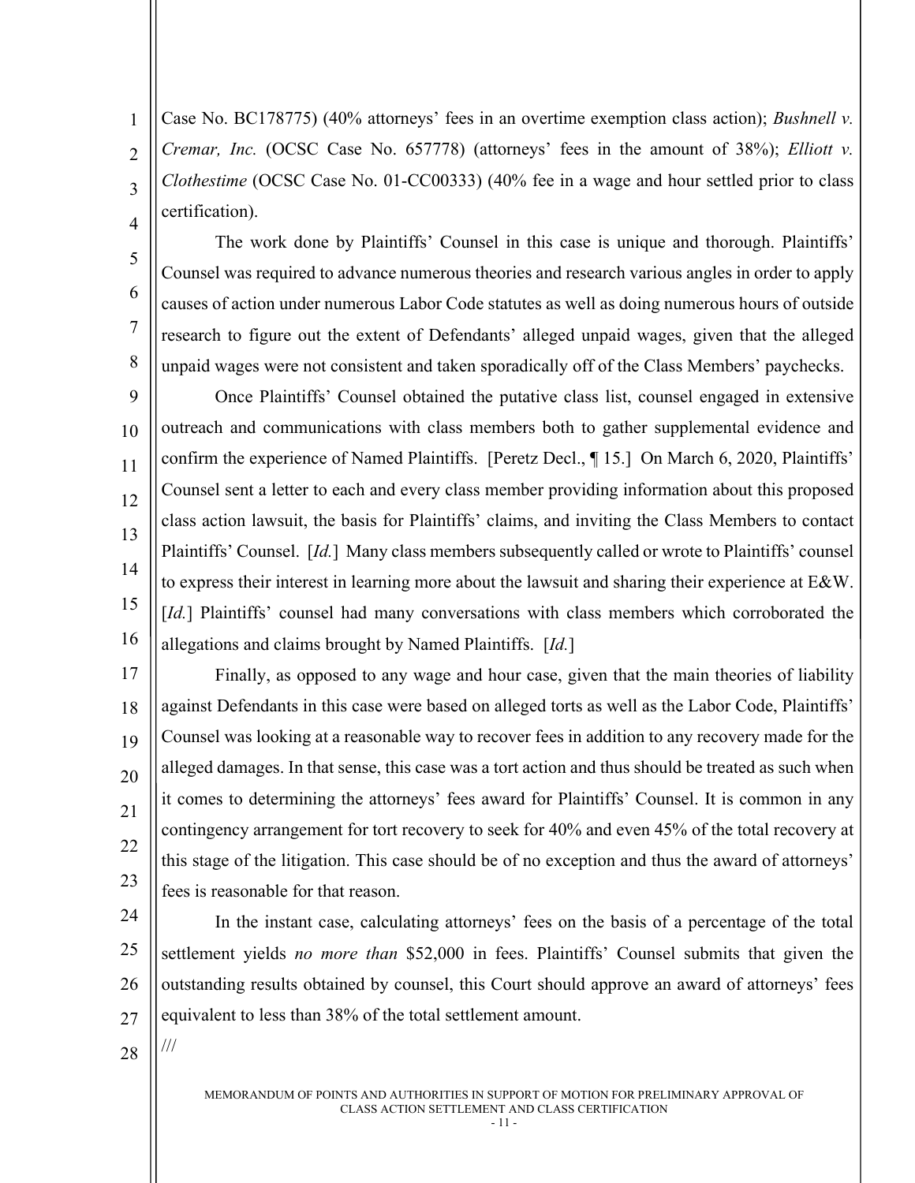Case No. BC178775) (40% attorneys' fees in an overtime exemption class action); *Bushnell v. Cremar, Inc.* (OCSC Case No. 657778) (attorneys' fees in the amount of 38%); *Elliott v. Clothestime* (OCSC Case No. 01-CC00333) (40% fee in a wage and hour settled prior to class certification).

The work done by Plaintiffs' Counsel in this case is unique and thorough. Plaintiffs' Counsel was required to advance numerous theories and research various angles in order to apply causes of action under numerous Labor Code statutes as well as doing numerous hours of outside research to figure out the extent of Defendants' alleged unpaid wages, given that the alleged unpaid wages were not consistent and taken sporadically off of the Class Members' paychecks.

Once Plaintiffs' Counsel obtained the putative class list, counsel engaged in extensive outreach and communications with class members both to gather supplemental evidence and confirm the experience of Named Plaintiffs. [Peretz Decl., ¶ 15.] On March 6, 2020, Plaintiffs' Counsel sent a letter to each and every class member providing information about this proposed class action lawsuit, the basis for Plaintiffs' claims, and inviting the Class Members to contact Plaintiffs' Counsel. [*Id.*] Many class members subsequently called or wrote to Plaintiffs' counsel to express their interest in learning more about the lawsuit and sharing their experience at E&W. [*Id.*] Plaintiffs' counsel had many conversations with class members which corroborated the allegations and claims brought by Named Plaintiffs. [*Id.*]

Finally, as opposed to any wage and hour case, given that the main theories of liability against Defendants in this case were based on alleged torts as well as the Labor Code, Plaintiffs' Counsel was looking at a reasonable way to recover fees in addition to any recovery made for the alleged damages. In that sense, this case was a tort action and thus should be treated as such when it comes to determining the attorneys' fees award for Plaintiffs' Counsel. It is common in any contingency arrangement for tort recovery to seek for 40% and even 45% of the total recovery at this stage of the litigation. This case should be of no exception and thus the award of attorneys' fees is reasonable for that reason.

In the instant case, calculating attorneys' fees on the basis of a percentage of the total settlement yields *no more than* $52,000 in fees. Plaintiffs' Counsel submits that given the outstanding results obtained by counsel, this Court should approve an award of attorneys' fees equivalent to less than 38% of the total settlement amount.

///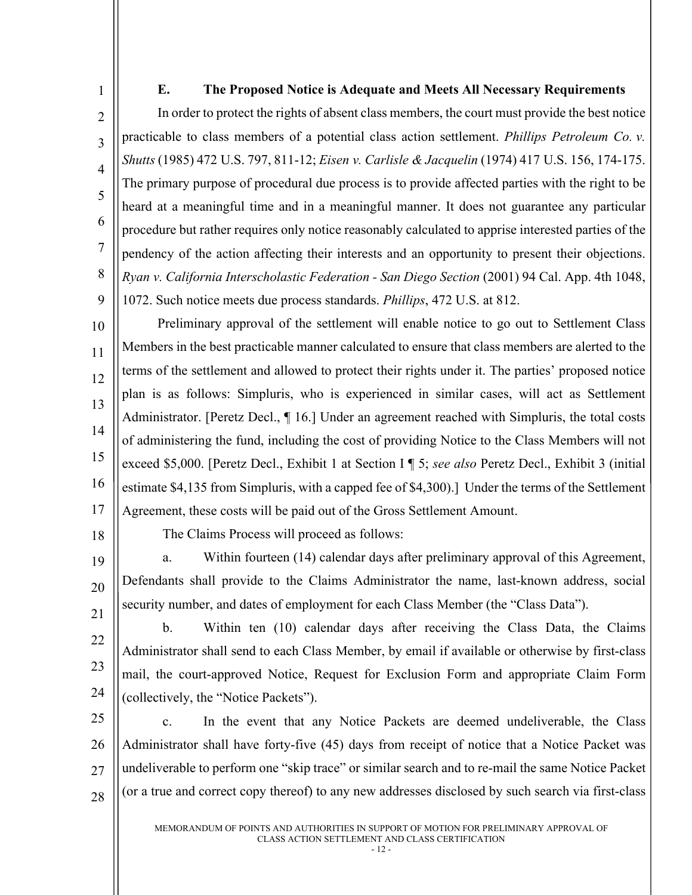### E. The Proposed Notice is Adequate and Meets All Necessary Requirements

In order to protect the rights of absent class members, the court must provide the best notice practicable to class members of a potential class action settlement. *Phillips Petroleum Co. v. Shutts* (1985) 472 U.S. 797, 811-12; *Eisen v. Carlisle & Jacquelin* (1974) 417 U.S. 156, 174-175. The primary purpose of procedural due process is to provide affected parties with the right to be heard at a meaningful time and in a meaningful manner. It does not guarantee any particular procedure but rather requires only notice reasonably calculated to apprise interested parties of the pendency of the action affecting their interests and an opportunity to present their objections. *Ryan v. California Interscholastic Federation - San Diego Section* (2001) 94 Cal. App. 4th 1048, 1072. Such notice meets due process standards. *Phillips*, 472 U.S. at 812.

Preliminary approval of the settlement will enable notice to go out to Settlement Class Members in the best practicable manner calculated to ensure that class members are alerted to the terms of the settlement and allowed to protect their rights under it. The parties' proposed notice plan is as follows: Simpluris, who is experienced in similar cases, will act as Settlement Administrator. [Peretz Decl., ¶ 16.] Under an agreement reached with Simpluris, the total costs of administering the fund, including the cost of providing Notice to the Class Members will not exceed $5,000. [Peretz Decl., Exhibit 1 at Section I ¶ 5; *see also* Peretz Decl., Exhibit 3 (initial estimate $4,135 from Simpluris, with a capped fee of $4,300).] Under the terms of the Settlement Agreement, these costs will be paid out of the Gross Settlement Amount.

The Claims Process will proceed as follows:

a. Within fourteen (14) calendar days after preliminary approval of this Agreement, Defendants shall provide to the Claims Administrator the name, last-known address, social security number, and dates of employment for each Class Member (the "Class Data").

b. Within ten (10) calendar days after receiving the Class Data, the Claims Administrator shall send to each Class Member, by email if available or otherwise by first-class mail, the court-approved Notice, Request for Exclusion Form and appropriate Claim Form (collectively, the "Notice Packets").

c. In the event that any Notice Packets are deemed undeliverable, the Class Administrator shall have forty-five (45) days from receipt of notice that a Notice Packet was undeliverable to perform one "skip trace" or similar search and to re-mail the same Notice Packet (or a true and correct copy thereof) to any new addresses disclosed by such search via first-class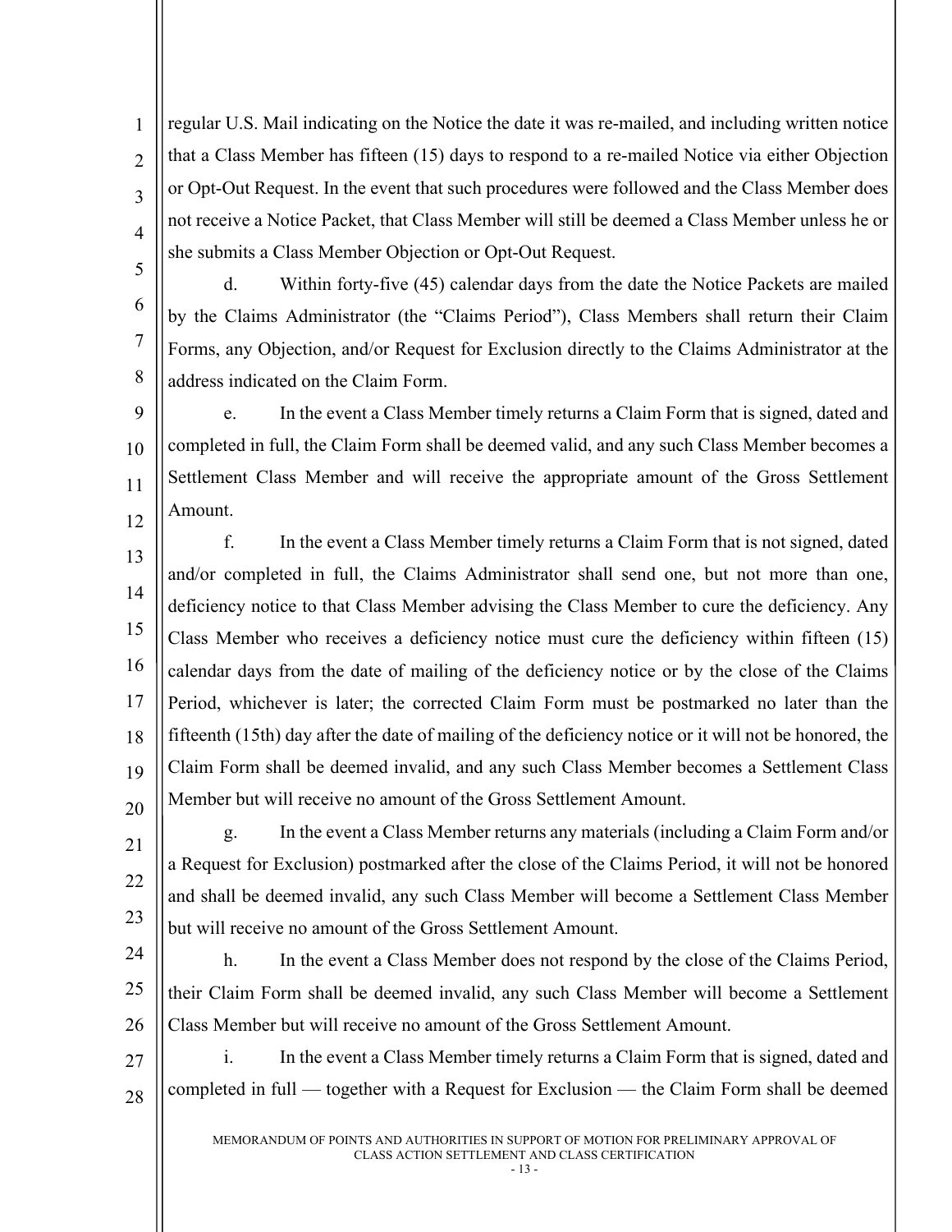regular U.S. Mail indicating on the Notice the date it was re-mailed, and including written notice that a Class Member has fifteen (15) days to respond to a re-mailed Notice via either Objection or Opt-Out Request. In the event that such procedures were followed and the Class Member does not receive a Notice Packet, that Class Member will still be deemed a Class Member unless he or she submits a Class Member Objection or Opt-Out Request.

d. Within forty-five (45) calendar days from the date the Notice Packets are mailed by the Claims Administrator (the "Claims Period"), Class Members shall return their Claim Forms, any Objection, and/or Request for Exclusion directly to the Claims Administrator at the address indicated on the Claim Form.

e. In the event a Class Member timely returns a Claim Form that is signed, dated and completed in full, the Claim Form shall be deemed valid, and any such Class Member becomes a Settlement Class Member and will receive the appropriate amount of the Gross Settlement Amount.

f. In the event a Class Member timely returns a Claim Form that is not signed, dated and/or completed in full, the Claims Administrator shall send one, but not more than one, deficiency notice to that Class Member advising the Class Member to cure the deficiency. Any Class Member who receives a deficiency notice must cure the deficiency within fifteen (15) calendar days from the date of mailing of the deficiency notice or by the close of the Claims Period, whichever is later; the corrected Claim Form must be postmarked no later than the fifteenth (15th) day after the date of mailing of the deficiency notice or it will not be honored, the Claim Form shall be deemed invalid, and any such Class Member becomes a Settlement Class Member but will receive no amount of the Gross Settlement Amount.

g. In the event a Class Member returns any materials (including a Claim Form and/or a Request for Exclusion) postmarked after the close of the Claims Period, it will not be honored and shall be deemed invalid, any such Class Member will become a Settlement Class Member but will receive no amount of the Gross Settlement Amount.

h. In the event a Class Member does not respond by the close of the Claims Period, their Claim Form shall be deemed invalid, any such Class Member will become a Settlement Class Member but will receive no amount of the Gross Settlement Amount.

i. In the event a Class Member timely returns a Claim Form that is signed, dated and completed in full — together with a Request for Exclusion — the Claim Form shall be deemed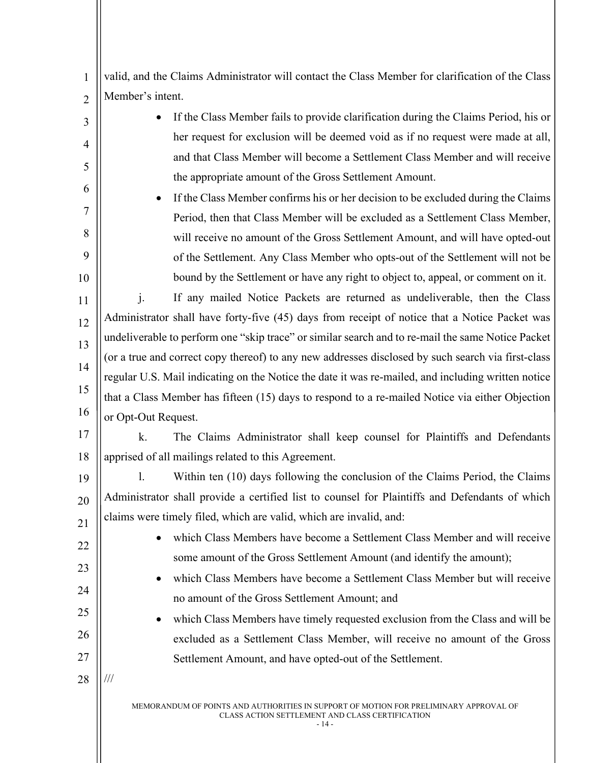valid, and the Claims Administrator will contact the Class Member for clarification of the Class Member's intent.

- If the Class Member fails to provide clarification during the Claims Period, his or her request for exclusion will be deemed void as if no request were made at all, and that Class Member will become a Settlement Class Member and will receive the appropriate amount of the Gross Settlement Amount.
- If the Class Member confirms his or her decision to be excluded during the Claims Period, then that Class Member will be excluded as a Settlement Class Member, will receive no amount of the Gross Settlement Amount, and will have opted-out of the Settlement. Any Class Member who opts-out of the Settlement will not be bound by the Settlement or have any right to object to, appeal, or comment on it.

j. If any mailed Notice Packets are returned as undeliverable, then the Class Administrator shall have forty-five (45) days from receipt of notice that a Notice Packet was undeliverable to perform one "skip trace" or similar search and to re-mail the same Notice Packet (or a true and correct copy thereof) to any new addresses disclosed by such search via first-class regular U.S. Mail indicating on the Notice the date it was re-mailed, and including written notice that a Class Member has fifteen (15) days to respond to a re-mailed Notice via either Objection or Opt-Out Request.

k. The Claims Administrator shall keep counsel for Plaintiffs and Defendants apprised of all mailings related to this Agreement.

l. Within ten (10) days following the conclusion of the Claims Period, the Claims Administrator shall provide a certified list to counsel for Plaintiffs and Defendants of which claims were timely filed, which are valid, which are invalid, and:

- which Class Members have become a Settlement Class Member and will receive some amount of the Gross Settlement Amount (and identify the amount);
- which Class Members have become a Settlement Class Member but will receive no amount of the Gross Settlement Amount; and
- which Class Members have timely requested exclusion from the Class and will be excluded as a Settlement Class Member, will receive no amount of the Gross Settlement Amount, and have opted-out of the Settlement.

///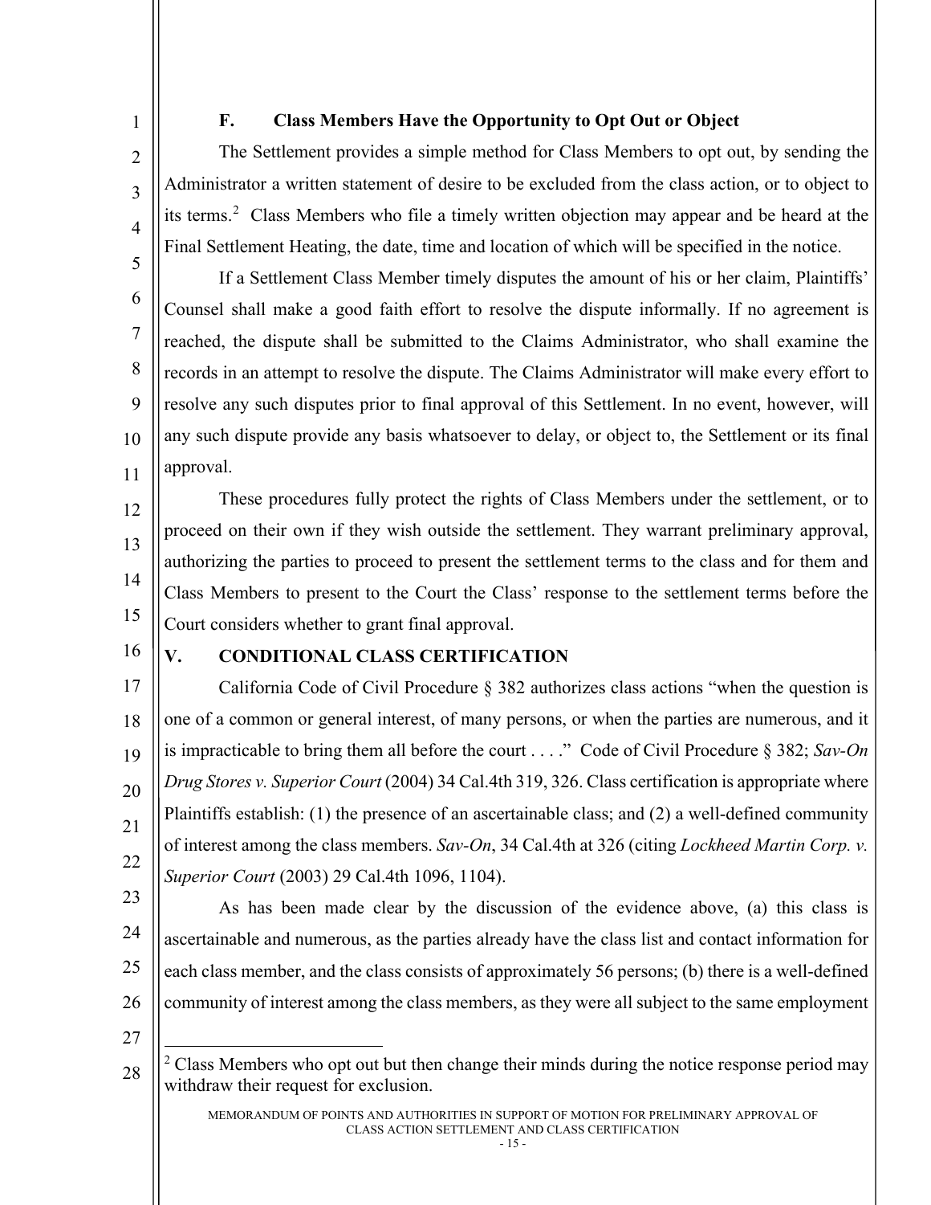### F. Class Members Have the Opportunity to Opt Out or Object

The Settlement provides a simple method for Class Members to opt out, by sending the Administrator a written statement of desire to be excluded from the class action, or to object to its terms.[2] Class Members who file a timely written objection may appear and be heard at the Final Settlement Heating, the date, time and location of which will be specified in the notice.

If a Settlement Class Member timely disputes the amount of his or her claim, Plaintiffs' Counsel shall make a good faith effort to resolve the dispute informally. If no agreement is reached, the dispute shall be submitted to the Claims Administrator, who shall examine the records in an attempt to resolve the dispute. The Claims Administrator will make every effort to resolve any such disputes prior to final approval of this Settlement. In no event, however, will any such dispute provide any basis whatsoever to delay, or object to, the Settlement or its final approval.

These procedures fully protect the rights of Class Members under the settlement, or to proceed on their own if they wish outside the settlement. They warrant preliminary approval, authorizing the parties to proceed to present the settlement terms to the class and for them and Class Members to present to the Court the Class' response to the settlement terms before the Court considers whether to grant final approval.

## V. CONDITIONAL CLASS CERTIFICATION

California Code of Civil Procedure § 382 authorizes class actions "when the question is one of a common or general interest, of many persons, or when the parties are numerous, and it is impracticable to bring them all before the court . . . ." Code of Civil Procedure § 382; *Sav-On Drug Stores v. Superior Court* (2004) 34 Cal.4th 319, 326. Class certification is appropriate where Plaintiffs establish: (1) the presence of an ascertainable class; and (2) a well-defined community of interest among the class members. *Sav-On*, 34 Cal.4th at 326 (citing *Lockheed Martin Corp. v. Superior Court* (2003) 29 Cal.4th 1096, 1104).

As has been made clear by the discussion of the evidence above, (a) this class is ascertainable and numerous, as the parties already have the class list and contact information for each class member, and the class consists of approximately 56 persons; (b) there is a well-defined community of interest among the class members, as they were all subject to the same employment

---

[2] Class Members who opt out but then change their minds during the notice response period may withdraw their request for exclusion.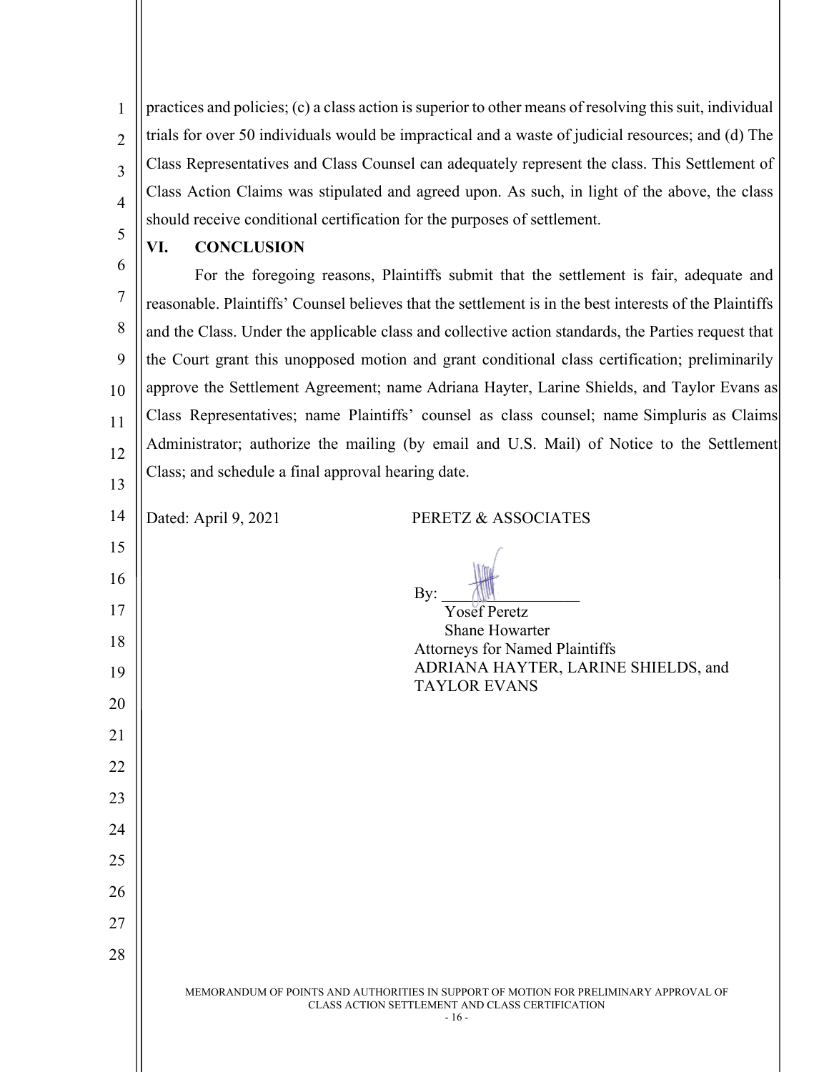practices and policies; (c) a class action is superior to other means of resolving this suit, individual trials for over 50 individuals would be impractical and a waste of judicial resources; and (d) The Class Representatives and Class Counsel can adequately represent the class. This Settlement of Class Action Claims was stipulated and agreed upon. As such, in light of the above, the class should receive conditional certification for the purposes of settlement.

## VI. CONCLUSION

For the foregoing reasons, Plaintiffs submit that the settlement is fair, adequate and reasonable. Plaintiffs' Counsel believes that the settlement is in the best interests of the Plaintiffs and the Class. Under the applicable class and collective action standards, the Parties request that the Court grant this unopposed motion and grant conditional class certification; preliminarily approve the Settlement Agreement; name Adriana Hayter, Larine Shields, and Taylor Evans as Class Representatives; name Plaintiffs' counsel as class counsel; name Simpluris as Claims Administrator; authorize the mailing (by email and U.S. Mail) of Notice to the Settlement Class; and schedule a final approval hearing date.

Dated: April 9, 2021

PERETZ & ASSOCIATES

By: ___________________
Yosef Peretz
Shane Howarter
Attorneys for Named Plaintiffs
ADRIANA HAYTER, LARINE SHIELDS, and TAYLOR EVANS

MEMORANDUM OF POINTS AND AUTHORITIES IN SUPPORT OF MOTION FOR PRELIMINARY APPROVAL OF CLASS ACTION SETTLEMENT AND CLASS CERTIFICATION